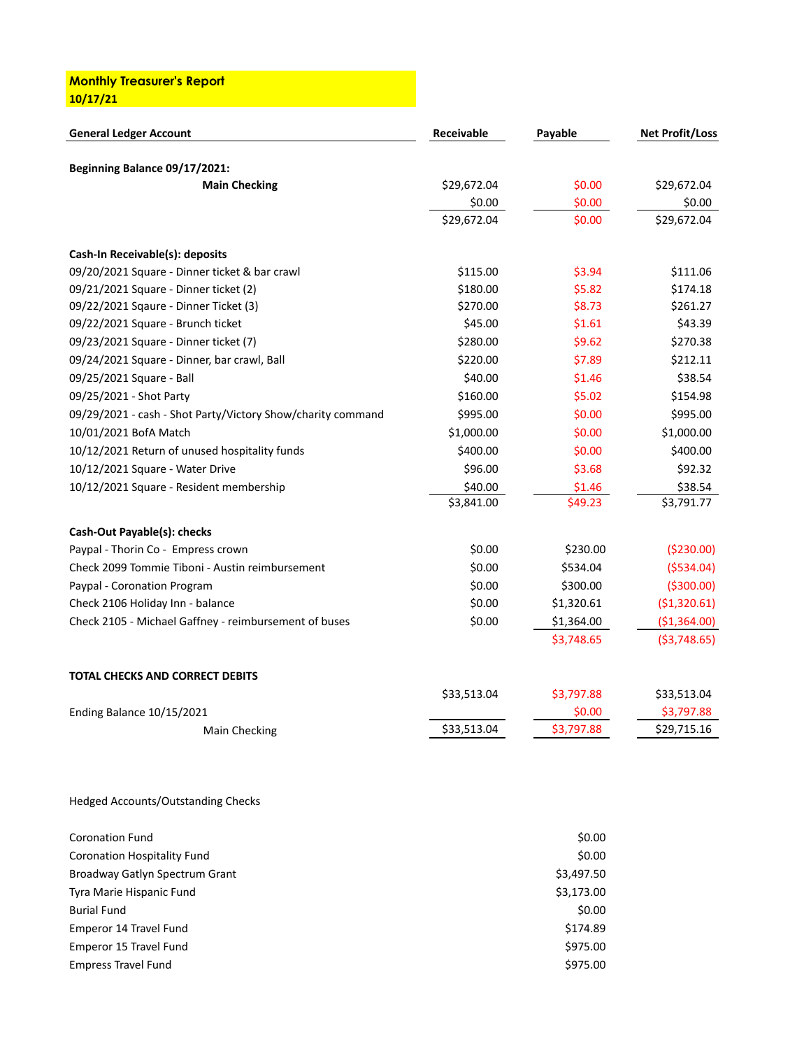**Monthly Treasurer's Report**
**10/17/21**

| General Ledger Account | Receivable | Payable | Net Profit/Loss |
|---|---|---|---|
| **Beginning Balance 09/17/2021:** | | | |
| **Main Checking** | $29,672.04 | $0.00 | $29,672.04 |
| | $0.00 | $0.00 | $0.00 |
| | $29,672.04 | $0.00 | $29,672.04 |
| **Cash-In Receivable(s): deposits** | | | |
| 09/20/2021 Square - Dinner ticket & bar crawl | $115.00 | $3.94 | $111.06 |
| 09/21/2021 Square - Dinner ticket (2) | $180.00 | $5.82 | $174.18 |
| 09/22/2021 Sqaure - Dinner Ticket (3) | $270.00 | $8.73 | $261.27 |
| 09/22/2021 Square - Brunch ticket | $45.00 | $1.61 | $43.39 |
| 09/23/2021 Square - Dinner ticket (7) | $280.00 | $9.62 | $270.38 |
| 09/24/2021 Square - Dinner, bar crawl, Ball | $220.00 | $7.89 | $212.11 |
| 09/25/2021 Square - Ball | $40.00 | $1.46 | $38.54 |
| 09/25/2021 - Shot Party | $160.00 | $5.02 | $154.98 |
| 09/29/2021 - cash - Shot Party/Victory Show/charity command | $995.00 | $0.00 | $995.00 |
| 10/01/2021 BofA Match | $1,000.00 | $0.00 | $1,000.00 |
| 10/12/2021 Return of unused hospitality funds | $400.00 | $0.00 | $400.00 |
| 10/12/2021 Square - Water Drive | $96.00 | $3.68 | $92.32 |
| 10/12/2021 Square - Resident membership | $40.00 | $1.46 | $38.54 |
| | $3,841.00 | $49.23 | $3,791.77 |
| **Cash-Out Payable(s): checks** | | | |
| Paypal - Thorin Co - Empress crown | $0.00 | $230.00 | ($230.00) |
| Check 2099 Tommie Tiboni - Austin reimbursement | $0.00 | $534.04 | ($534.04) |
| Paypal - Coronation Program | $0.00 | $300.00 | ($300.00) |
| Check 2106 Holiday Inn - balance | $0.00 | $1,320.61 | ($1,320.61) |
| Check 2105 - Michael Gaffney - reimbursement of buses | $0.00 | $1,364.00 | ($1,364.00) |
| | | $3,748.65 | ($3,748.65) |
| **TOTAL CHECKS AND CORRECT DEBITS** | | | |
| | $33,513.04 | $3,797.88 | $33,513.04 |
| Ending Balance 10/15/2021 | | $0.00 | $3,797.88 |
| Main Checking | $33,513.04 | $3,797.88 | $29,715.16 |

Hedged Accounts/Outstanding Checks

| Account | Amount |
|---|---|
| Coronation Fund | $0.00 |
| Coronation Hospitality Fund | $0.00 |
| Broadway Gatlyn Spectrum Grant | $3,497.50 |
| Tyra Marie Hispanic Fund | $3,173.00 |
| Burial Fund | $0.00 |
| Emperor 14 Travel Fund | $174.89 |
| Emperor 15 Travel Fund | $975.00 |
| Empress Travel Fund | $975.00 |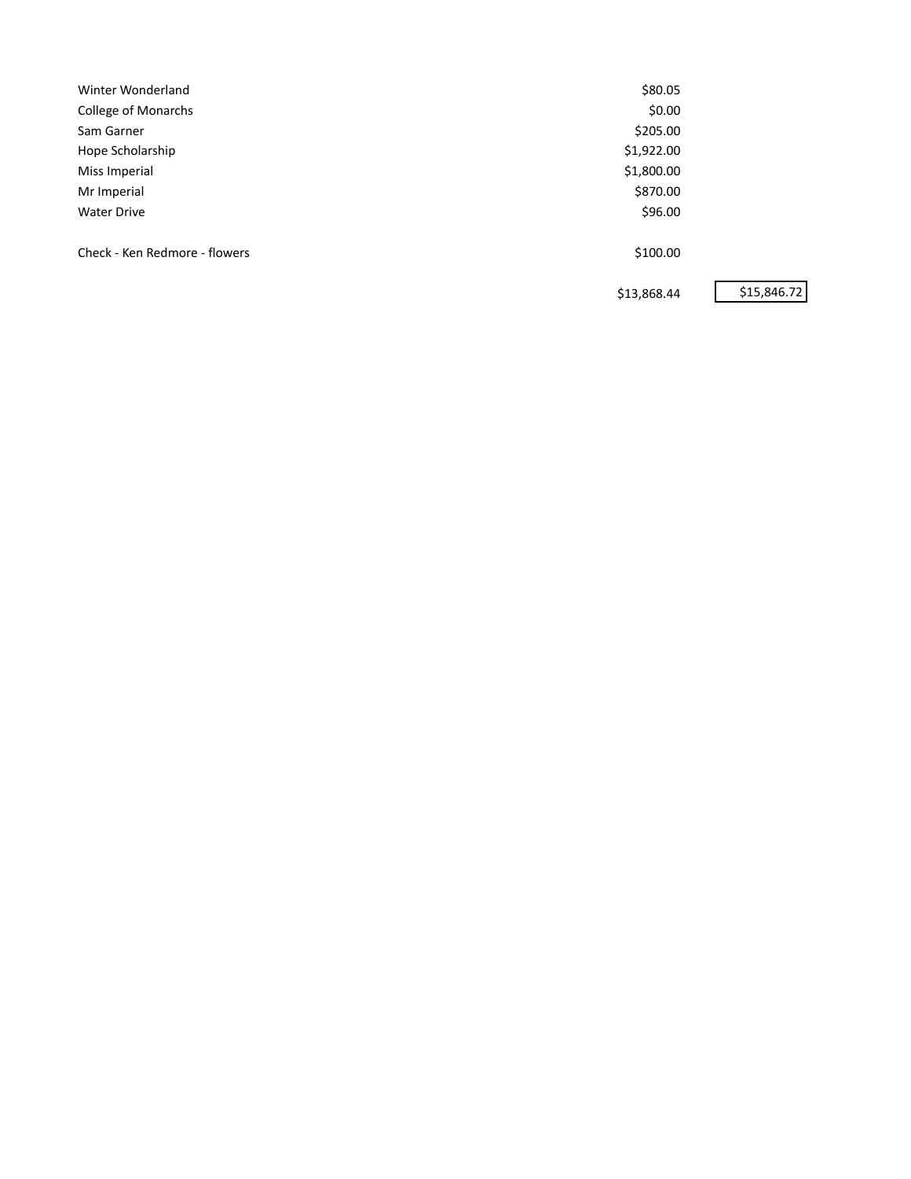| | | |
|---|---|---|
| Winter Wonderland | $80.05 | |
| College of Monarchs | $0.00 | |
| Sam Garner | $205.00 | |
| Hope Scholarship | $1,922.00 | |
| Miss Imperial | $1,800.00 | |
| Mr Imperial | $870.00 | |
| Water Drive | $96.00 | |
| | | |
| Check - Ken Redmore - flowers | $100.00 | |
| | | |
| | $13,868.44 | $15,846.72 |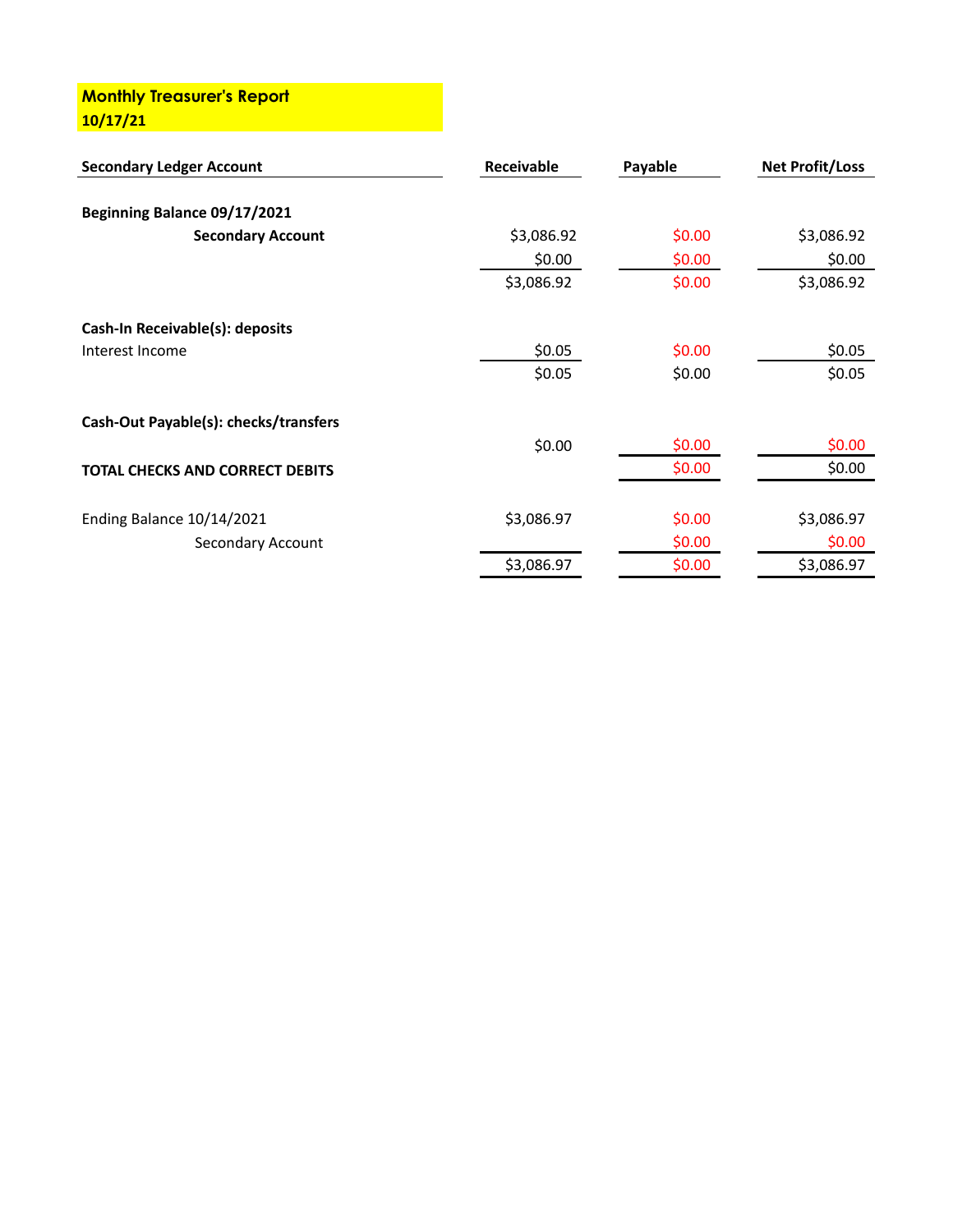**Monthly Treasurer's Report**
**10/17/21**

| **Secondary Ledger Account** | **Receivable** | **Payable** | **Net Profit/Loss** |
|---|---|---|---|
| **Beginning Balance 09/17/2021** | | | |
| **Secondary Account** | $3,086.92 | $0.00 | $3,086.92 |
| | $0.00 | $0.00 | $0.00 |
| | $3,086.92 | $0.00 | $3,086.92 |
| **Cash-In Receivable(s): deposits** | | | |
| Interest Income | $0.05 | $0.00 | $0.05 |
| | $0.05 | $0.00 | $0.05 |
| **Cash-Out Payable(s): checks/transfers** | | | |
| | $0.00 | $0.00 | $0.00 |
| **TOTAL CHECKS AND CORRECT DEBITS** | | $0.00 | $0.00 |
| Ending Balance 10/14/2021 | $3,086.97 | $0.00 | $3,086.97 |
| Secondary Account | | $0.00 | $0.00 |
| | $3,086.97 | $0.00 | $3,086.97 |